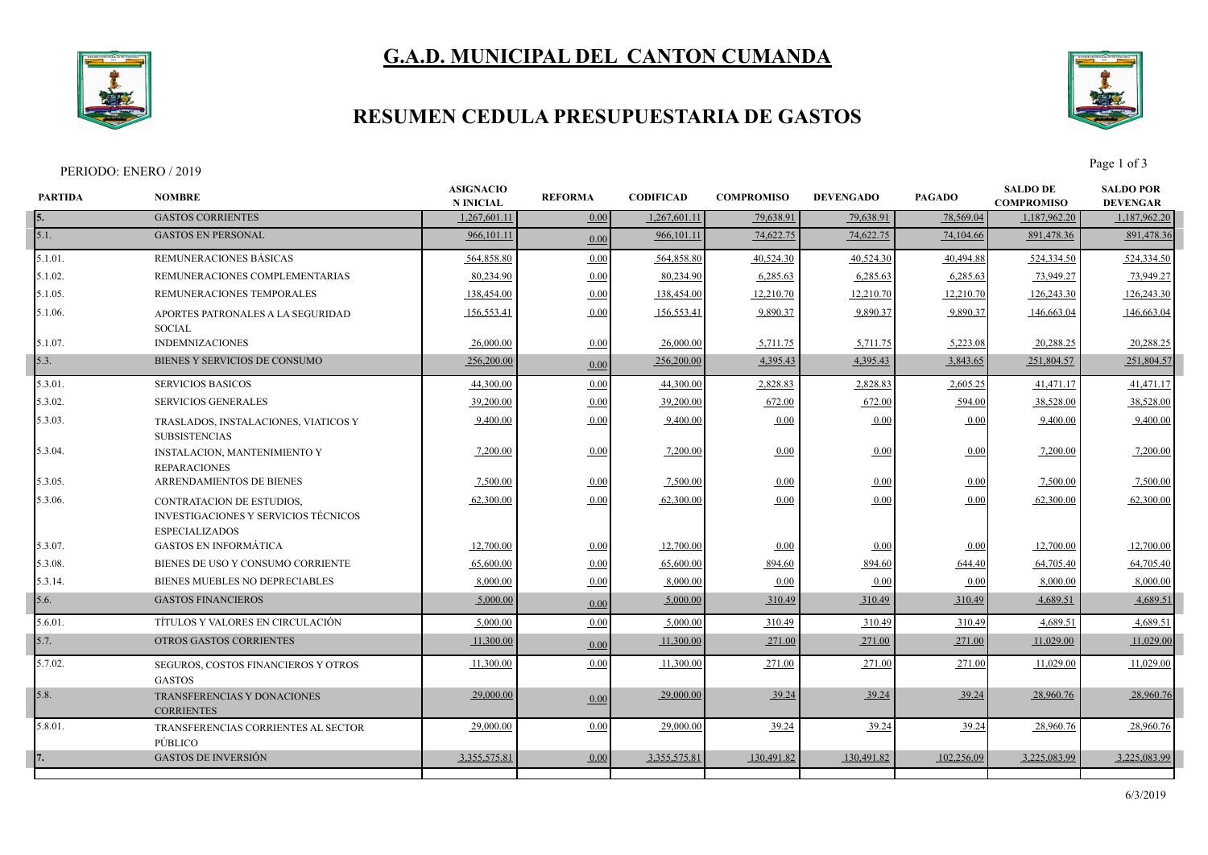# G.A.D. MUNICIPAL DEL CANTON CUMANDA

## RESUMEN CEDULA PRESUPUESTARIA DE GASTOS

PERIODO: ENERO / 2019

| PARTIDA | NOMBRE | ASIGNACIO N INICIAL | REFORMA | CODIFICAD | COMPROMISO | DEVENGADO | PAGADO | SALDO DE COMPROMISO | SALDO POR DEVENGAR |
|---|---|---|---|---|---|---|---|---|---|
| **5.** | GASTOS CORRIENTES | 1,267,601.11 | 0.00 | 1,267,601.11 | 79,638.91 | 79,638.91 | 78,569.04 | 1,187,962.20 | 1,187,962.20 |
| 5.1. | GASTOS EN PERSONAL | 966,101.11 | 0.00 | 966,101.11 | 74,622.75 | 74,622.75 | 74,104.66 | 891,478.36 | 891,478.36 |
| 5.1.01. | REMUNERACIONES BÁSICAS | 564,858.80 | 0.00 | 564,858.80 | 40,524.30 | 40,524.30 | 40,494.88 | 524,334.50 | 524,334.50 |
| 5.1.02. | REMUNERACIONES COMPLEMENTARIAS | 80,234.90 | 0.00 | 80,234.90 | 6,285.63 | 6,285.63 | 6,285.63 | 73,949.27 | 73,949.27 |
| 5.1.05. | REMUNERACIONES TEMPORALES | 138,454.00 | 0.00 | 138,454.00 | 12,210.70 | 12,210.70 | 12,210.70 | 126,243.30 | 126,243.30 |
| 5.1.06. | APORTES PATRONALES A LA SEGURIDAD SOCIAL | 156,553.41 | 0.00 | 156,553.41 | 9,890.37 | 9,890.37 | 9,890.37 | 146,663.04 | 146,663.04 |
| 5.1.07. | INDEMNIZACIONES | 26,000.00 | 0.00 | 26,000.00 | 5,711.75 | 5,711.75 | 5,223.08 | 20,288.25 | 20,288.25 |
| 5.3. | BIENES Y SERVICIOS DE CONSUMO | 256,200.00 | 0.00 | 256,200.00 | 4,395.43 | 4,395.43 | 3,843.65 | 251,804.57 | 251,804.57 |
| 5.3.01. | SERVICIOS BASICOS | 44,300.00 | 0.00 | 44,300.00 | 2,828.83 | 2,828.83 | 2,605.25 | 41,471.17 | 41,471.17 |
| 5.3.02. | SERVICIOS GENERALES | 39,200.00 | 0.00 | 39,200.00 | 672.00 | 672.00 | 594.00 | 38,528.00 | 38,528.00 |
| 5.3.03. | TRASLADOS, INSTALACIONES, VIATICOS Y SUBSISTENCIAS | 9,400.00 | 0.00 | 9,400.00 | 0.00 | 0.00 | 0.00 | 9,400.00 | 9,400.00 |
| 5.3.04. | INSTALACION, MANTENIMIENTO Y REPARACIONES | 7,200.00 | 0.00 | 7,200.00 | 0.00 | 0.00 | 0.00 | 7,200.00 | 7,200.00 |
| 5.3.05. | ARRENDAMIENTOS DE BIENES | 7,500.00 | 0.00 | 7,500.00 | 0.00 | 0.00 | 0.00 | 7,500.00 | 7,500.00 |
| 5.3.06. | CONTRATACION DE ESTUDIOS, INVESTIGACIONES Y SERVICIOS TÉCNICOS ESPECIALIZADOS | 62,300.00 | 0.00 | 62,300.00 | 0.00 | 0.00 | 0.00 | 62,300.00 | 62,300.00 |
| 5.3.07. | GASTOS EN INFORMÁTICA | 12,700.00 | 0.00 | 12,700.00 | 0.00 | 0.00 | 0.00 | 12,700.00 | 12,700.00 |
| 5.3.08. | BIENES DE USO Y CONSUMO CORRIENTE | 65,600.00 | 0.00 | 65,600.00 | 894.60 | 894.60 | 644.40 | 64,705.40 | 64,705.40 |
| 5.3.14. | BIENES MUEBLES NO DEPRECIABLES | 8,000.00 | 0.00 | 8,000.00 | 0.00 | 0.00 | 0.00 | 8,000.00 | 8,000.00 |
| 5.6. | GASTOS FINANCIEROS | 5,000.00 | 0.00 | 5,000.00 | 310.49 | 310.49 | 310.49 | 4,689.51 | 4,689.51 |
| 5.6.01. | TÍTULOS Y VALORES EN CIRCULACIÓN | 5,000.00 | 0.00 | 5,000.00 | 310.49 | 310.49 | 310.49 | 4,689.51 | 4,689.51 |
| 5.7. | OTROS GASTOS CORRIENTES | 11,300.00 | 0.00 | 11,300.00 | 271.00 | 271.00 | 271.00 | 11,029.00 | 11,029.00 |
| 5.7.02. | SEGUROS, COSTOS FINANCIEROS Y OTROS GASTOS | 11,300.00 | 0.00 | 11,300.00 | 271.00 | 271.00 | 271.00 | 11,029.00 | 11,029.00 |
| 5.8. | TRANSFERENCIAS Y DONACIONES CORRIENTES | 29,000.00 | 0.00 | 29,000.00 | 39.24 | 39.24 | 39.24 | 28,960.76 | 28,960.76 |
| 5.8.01. | TRANSFERENCIAS CORRIENTES AL SECTOR PÚBLICO | 29,000.00 | 0.00 | 29,000.00 | 39.24 | 39.24 | 39.24 | 28,960.76 | 28,960.76 |
| **7.** | GASTOS DE INVERSIÓN | 3,355,575.81 | 0.00 | 3,355,575.81 | 130,491.82 | 130,491.82 | 102,256.09 | 3,225,083.99 | 3,225,083.99 |

6/3/2019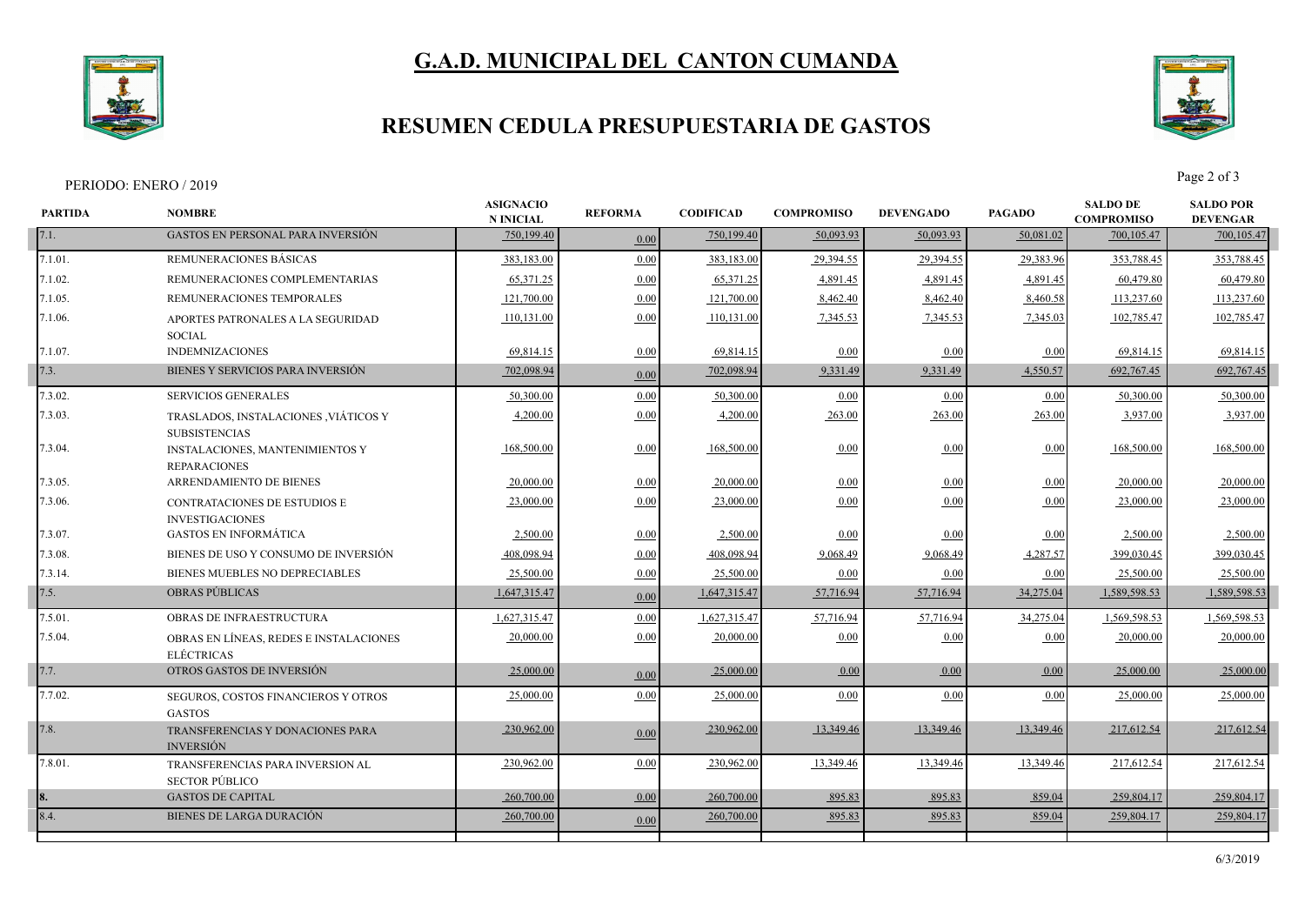# G.A.D. MUNICIPAL DEL CANTON CUMANDA

## RESUMEN CEDULA PRESUPUESTARIA DE GASTOS

PERIODO: ENERO / 2019

| PARTIDA | NOMBRE | ASIGNACION INICIAL | REFORMA | CODIFICAD | COMPROMISO | DEVENGADO | PAGADO | SALDO DE COMPROMISO | SALDO POR DEVENGAR |
|---|---|---|---|---|---|---|---|---|---|
| 7.1. | GASTOS EN PERSONAL PARA INVERSIÓN | 750,199.40 | 0.00 | 750,199.40 | 50,093.93 | 50,093.93 | 50,081.02 | 700,105.47 | 700,105.47 |
| 7.1.01. | REMUNERACIONES BÁSICAS | 383,183.00 | 0.00 | 383,183.00 | 29,394.55 | 29,394.55 | 29,383.96 | 353,788.45 | 353,788.45 |
| 7.1.02. | REMUNERACIONES COMPLEMENTARIAS | 65,371.25 | 0.00 | 65,371.25 | 4,891.45 | 4,891.45 | 4,891.45 | 60,479.80 | 60,479.80 |
| 7.1.05. | REMUNERACIONES TEMPORALES | 121,700.00 | 0.00 | 121,700.00 | 8,462.40 | 8,462.40 | 8,460.58 | 113,237.60 | 113,237.60 |
| 7.1.06. | APORTES PATRONALES A LA SEGURIDAD SOCIAL | 110,131.00 | 0.00 | 110,131.00 | 7,345.53 | 7,345.53 | 7,345.03 | 102,785.47 | 102,785.47 |
| 7.1.07. | INDEMNIZACIONES | 69,814.15 | 0.00 | 69,814.15 | 0.00 | 0.00 | 0.00 | 69,814.15 | 69,814.15 |
| 7.3. | BIENES Y SERVICIOS PARA INVERSIÓN | 702,098.94 | 0.00 | 702,098.94 | 9,331.49 | 9,331.49 | 4,550.57 | 692,767.45 | 692,767.45 |
| 7.3.02. | SERVICIOS GENERALES | 50,300.00 | 0.00 | 50,300.00 | 0.00 | 0.00 | 0.00 | 50,300.00 | 50,300.00 |
| 7.3.03. | TRASLADOS, INSTALACIONES ,VIÁTICOS Y SUBSISTENCIAS | 4,200.00 | 0.00 | 4,200.00 | 263.00 | 263.00 | 263.00 | 3,937.00 | 3,937.00 |
| 7.3.04. | INSTALACIONES, MANTENIMIENTOS Y REPARACIONES | 168,500.00 | 0.00 | 168,500.00 | 0.00 | 0.00 | 0.00 | 168,500.00 | 168,500.00 |
| 7.3.05. | ARRENDAMIENTO DE BIENES | 20,000.00 | 0.00 | 20,000.00 | 0.00 | 0.00 | 0.00 | 20,000.00 | 20,000.00 |
| 7.3.06. | CONTRATACIONES DE ESTUDIOS E INVESTIGACIONES | 23,000.00 | 0.00 | 23,000.00 | 0.00 | 0.00 | 0.00 | 23,000.00 | 23,000.00 |
| 7.3.07. | GASTOS EN INFORMÁTICA | 2,500.00 | 0.00 | 2,500.00 | 0.00 | 0.00 | 0.00 | 2,500.00 | 2,500.00 |
| 7.3.08. | BIENES DE USO Y CONSUMO DE INVERSIÓN | 408,098.94 | 0.00 | 408,098.94 | 9,068.49 | 9,068.49 | 4,287.57 | 399,030.45 | 399,030.45 |
| 7.3.14. | BIENES MUEBLES NO DEPRECIABLES | 25,500.00 | 0.00 | 25,500.00 | 0.00 | 0.00 | 0.00 | 25,500.00 | 25,500.00 |
| 7.5. | OBRAS PÚBLICAS | 1,647,315.47 | 0.00 | 1,647,315.47 | 57,716.94 | 57,716.94 | 34,275.04 | 1,589,598.53 | 1,589,598.53 |
| 7.5.01. | OBRAS DE INFRAESTRUCTURA | 1,627,315.47 | 0.00 | 1,627,315.47 | 57,716.94 | 57,716.94 | 34,275.04 | 1,569,598.53 | 1,569,598.53 |
| 7.5.04. | OBRAS EN LÍNEAS, REDES E INSTALACIONES ELÉCTRICAS | 20,000.00 | 0.00 | 20,000.00 | 0.00 | 0.00 | 0.00 | 20,000.00 | 20,000.00 |
| 7.7. | OTROS GASTOS DE INVERSIÓN | 25,000.00 | 0.00 | 25,000.00 | 0.00 | 0.00 | 0.00 | 25,000.00 | 25,000.00 |
| 7.7.02. | SEGUROS, COSTOS FINANCIEROS Y OTROS GASTOS | 25,000.00 | 0.00 | 25,000.00 | 0.00 | 0.00 | 0.00 | 25,000.00 | 25,000.00 |
| 7.8. | TRANSFERENCIAS Y DONACIONES PARA INVERSIÓN | 230,962.00 | 0.00 | 230,962.00 | 13,349.46 | 13,349.46 | 13,349.46 | 217,612.54 | 217,612.54 |
| 7.8.01. | TRANSFERENCIAS PARA INVERSION AL SECTOR PÚBLICO | 230,962.00 | 0.00 | 230,962.00 | 13,349.46 | 13,349.46 | 13,349.46 | 217,612.54 | 217,612.54 |
| 8. | GASTOS DE CAPITAL | 260,700.00 | 0.00 | 260,700.00 | 895.83 | 895.83 | 859.04 | 259,804.17 | 259,804.17 |
| 8.4. | BIENES DE LARGA DURACIÓN | 260,700.00 | 0.00 | 260,700.00 | 895.83 | 895.83 | 859.04 | 259,804.17 | 259,804.17 |

6/3/2019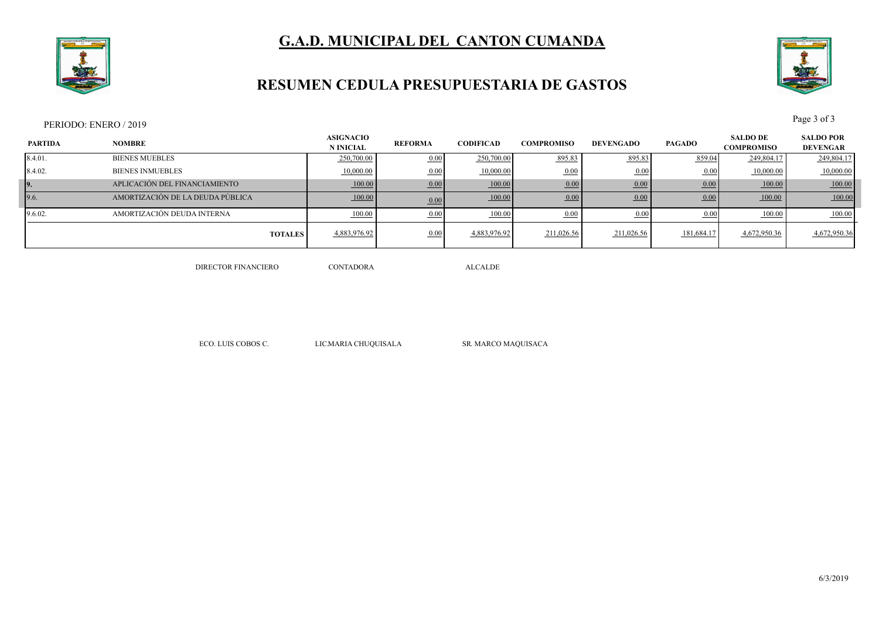# G.A.D. MUNICIPAL DEL CANTON CUMANDA

## RESUMEN CEDULA PRESUPUESTARIA DE GASTOS

PERIODO: ENERO / 2019

| PARTIDA | NOMBRE | ASIGNACIO N INICIAL | REFORMA | CODIFICAD | COMPROMISO | DEVENGADO | PAGADO | SALDO DE COMPROMISO | SALDO POR DEVENGAR |
|---|---|---|---|---|---|---|---|---|---|
| 8.4.01. | BIENES MUEBLES | 250,700.00 | 0.00 | 250,700.00 | 895.83 | 895.83 | 859.04 | 249,804.17 | 249,804.17 |
| 8.4.02. | BIENES INMUEBLES | 10,000.00 | 0.00 | 10,000.00 | 0.00 | 0.00 | 0.00 | 10,000.00 | 10,000.00 |
| 9. | APLICACIÓN DEL FINANCIAMIENTO | 100.00 | 0.00 | 100.00 | 0.00 | 0.00 | 0.00 | 100.00 | 100.00 |
| 9.6. | AMORTIZACIÓN DE LA DEUDA PÚBLICA | 100.00 | 0.00 | 100.00 | 0.00 | 0.00 | 0.00 | 100.00 | 100.00 |
| 9.6.02. | AMORTIZACIÓN DEUDA INTERNA | 100.00 | 0.00 | 100.00 | 0.00 | 0.00 | 0.00 | 100.00 | 100.00 |
| | TOTALES | 4,883,976.92 | 0.00 | 4,883,976.92 | 211,026.56 | 211,026.56 | 181,684.17 | 4,672,950.36 | 4,672,950.36 |

| DIRECTOR FINANCIERO | CONTADORA | ALCALDE |
|---|---|---|
| ECO. LUIS COBOS C. | LIC.MARIA CHUQUISALA | SR. MARCO MAQUISACA |

6/3/2019